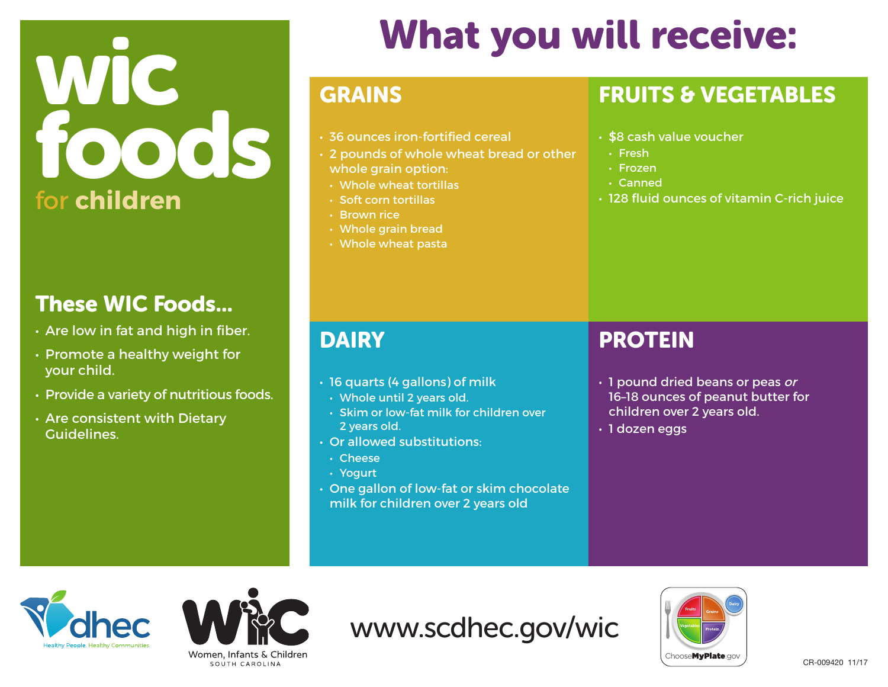# WIC foods for children

## These WIC Foods...

- Are low in fat and high in fiber.
- Promote a healthy weight for your child.
- Provide a variety of nutritious foods.
- Are consistent with Dietary Guidelines.

# What you will receive:

## GRAINS

- 36 ounces iron-fortified cereal
- 2 pounds of whole wheat bread or other whole grain option:
  - Whole wheat tortillas
  - Soft corn tortillas
  - Brown rice
  - Whole grain bread
  - Whole wheat pasta

## FRUITS & VEGETABLES

- $8 cash value voucher
  - Fresh
  - Frozen
  - Canned
- 128 fluid ounces of vitamin C-rich juice

## DAIRY

- 16 quarts (4 gallons) of milk
  - Whole until 2 years old.
  - Skim or low-fat milk for children over 2 years old.
- Or allowed substitutions:
  - Cheese
  - Yogurt
- One gallon of low-fat or skim chocolate milk for children over 2 years old

## PROTEIN

- 1 pound dried beans or peas *or* 16–18 ounces of peanut butter for children over 2 years old.
- 1 dozen eggs

dhec Healthy People. Healthy Communities.

WIC Women, Infants & Children SOUTH CAROLINA

www.scdhec.gov/wic

ChooseMyPlate.gov

CR-009420 11/17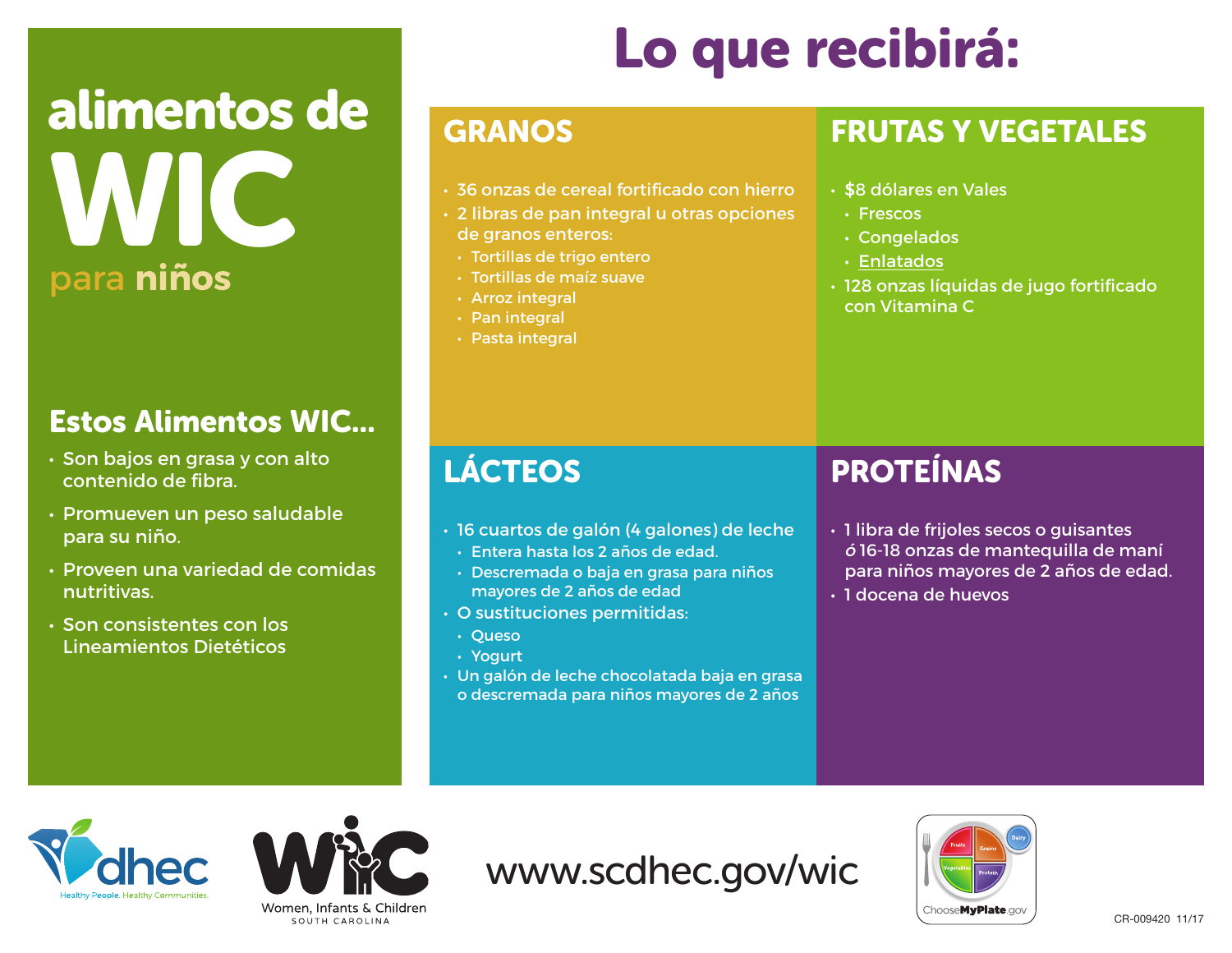# alimentos de WIC para niños

## Estos Alimentos WIC...

- Son bajos en grasa y con alto contenido de fibra.
- Promueven un peso saludable para su niño.
- Proveen una variedad de comidas nutritivas.
- Son consistentes con los Lineamientos Dietéticos

# Lo que recibirá:

## GRANOS

- 36 onzas de cereal fortificado con hierro
- 2 libras de pan integral u otras opciones de granos enteros:
  - Tortillas de trigo entero
  - Tortillas de maíz suave
  - Arroz integral
  - Pan integral
  - Pasta integral

## FRUTAS Y VEGETALES

- $8 dólares en Vales
  - Frescos
  - Congelados
  - Enlatados
- 128 onzas líquidas de jugo fortificado con Vitamina C

## LÁCTEOS

- 16 cuartos de galón (4 galones) de leche
  - Entera hasta los 2 años de edad.
  - Descremada o baja en grasa para niños mayores de 2 años de edad
- O sustituciones permitidas:
  - Queso
  - Yogurt
- Un galón de leche chocolatada baja en grasa o descremada para niños mayores de 2 años

## PROTEÍNAS

- 1 libra de frijoles secos o guisantes *ó* 16-18 onzas de mantequilla de maní para niños mayores de 2 años de edad.
- 1 docena de huevos

dhec Healthy People. Healthy Communities.

WIC Women, Infants & Children SOUTH CAROLINA

www.scdhec.gov/wic

ChooseMyPlate.gov

CR-009420 11/17